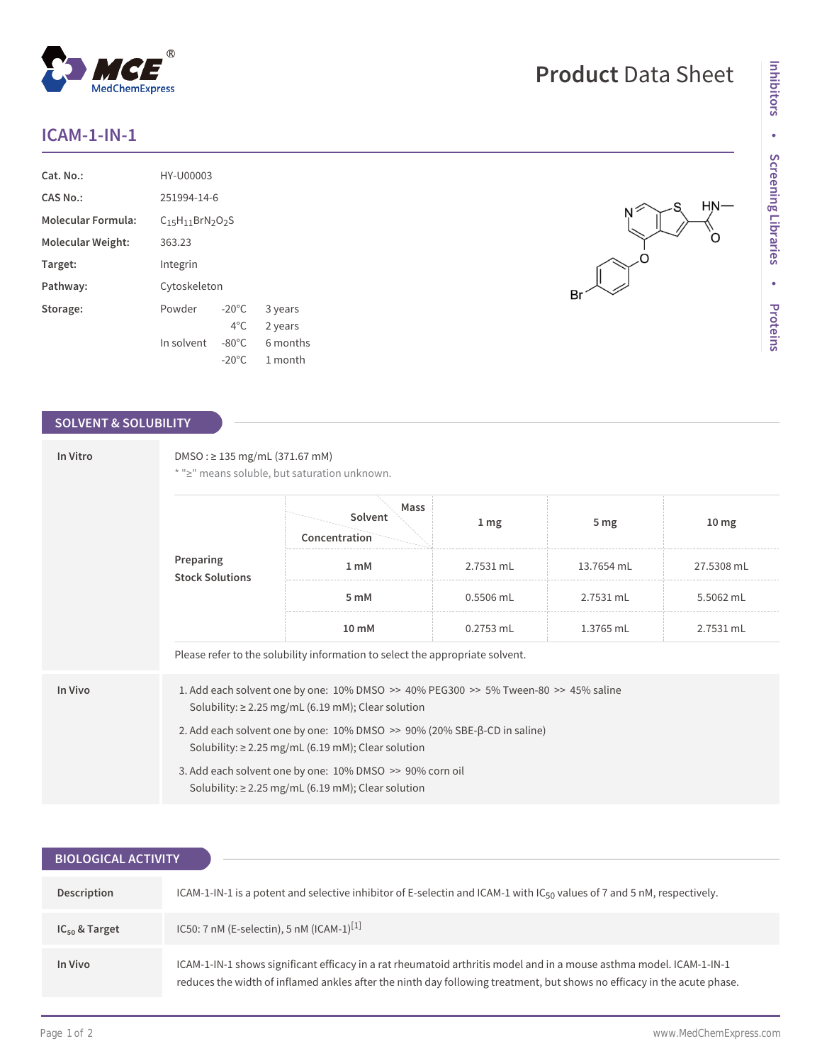# ICAM-1-IN-1

| | | | |
|---|---|---|---|
| **Cat. No.:** | HY-U00003 | | |
| **CAS No.:** | 251994-14-6 | | |
| **Molecular Formula:** | $C_{15}H_{11}BrN_2O_2S$ | | |
| **Molecular Weight:** | 363.23 | | |
| **Target:** | Integrin | | |
| **Pathway:** | Cytoskeleton | | |
| **Storage:** | Powder | -20°C | 3 years |
| | | 4°C | 2 years |
| | In solvent | -80°C | 6 months |
| | | -20°C | 1 month |

## SOLVENT & SOLUBILITY

**In Vitro**

DMSO : ≥ 135 mg/mL (371.67 mM)

* "≥" means soluble, but saturation unknown.

**Preparing Stock Solutions**

| Concentration \ Solvent \ Mass | 1 mg | 5 mg | 10 mg |
|---|---|---|---|
| 1 mM | 2.7531 mL | 13.7654 mL | 27.5308 mL |
| 5 mM | 0.5506 mL | 2.7531 mL | 5.5062 mL |
| 10 mM | 0.2753 mL | 1.3765 mL | 2.7531 mL |

Please refer to the solubility information to select the appropriate solvent.

**In Vivo**

1. Add each solvent one by one: 10% DMSO >> 40% PEG300 >> 5% Tween-80 >> 45% saline
   Solubility: ≥ 2.25 mg/mL (6.19 mM); Clear solution
2. Add each solvent one by one: 10% DMSO >> 90% (20% SBE-β-CD in saline)
   Solubility: ≥ 2.25 mg/mL (6.19 mM); Clear solution
3. Add each solvent one by one: 10% DMSO >> 90% corn oil
   Solubility: ≥ 2.25 mg/mL (6.19 mM); Clear solution

## BIOLOGICAL ACTIVITY

**Description**

ICAM-1-IN-1 is a potent and selective inhibitor of E-selectin and ICAM-1 with $IC_{50}$ values of 7 and 5 nM, respectively.

**$IC_{50}$ & Target**

IC50: 7 nM (E-selectin), 5 nM (ICAM-1)[1]

**In Vivo**

ICAM-1-IN-1 shows significant efficacy in a rat rheumatoid arthritis model and in a mouse asthma model. ICAM-1-IN-1 reduces the width of inflamed ankles after the ninth day following treatment, but shows no efficacy in the acute phase.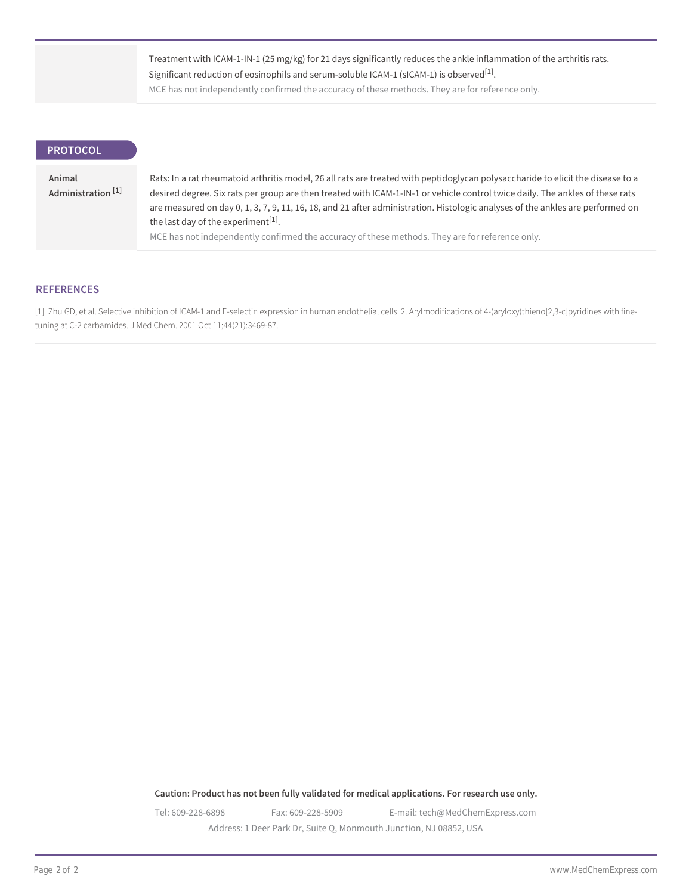Treatment with ICAM-1-IN-1 (25 mg/kg) for 21 days significantly reduces the ankle inflammation of the arthritis rats. Significant reduction of eosinophils and serum-soluble ICAM-1 (sICAM-1) is observed[1].

MCE has not independently confirmed the accuracy of these methods. They are for reference only.

## PROTOCOL

**Animal Administration [1]**

Rats: In a rat rheumatoid arthritis model, 26 all rats are treated with peptidoglycan polysaccharide to elicit the disease to a desired degree. Six rats per group are then treated with ICAM-1-IN-1 or vehicle control twice daily. The ankles of these rats are measured on day 0, 1, 3, 7, 9, 11, 16, 18, and 21 after administration. Histologic analyses of the ankles are performed on the last day of the experiment[1].

MCE has not independently confirmed the accuracy of these methods. They are for reference only.

## REFERENCES

[1]. Zhu GD, et al. Selective inhibition of ICAM-1 and E-selectin expression in human endothelial cells. 2. Arylmodifications of 4-(aryloxy)thieno[2,3-c]pyridines with fine-tuning at C-2 carbamides. J Med Chem. 2001 Oct 11;44(21):3469-87.

**Caution: Product has not been fully validated for medical applications. For research use only.**

Tel: 609-228-6898    Fax: 609-228-5909    E-mail: tech@MedChemExpress.com

Address: 1 Deer Park Dr, Suite Q, Monmouth Junction, NJ 08852, USA